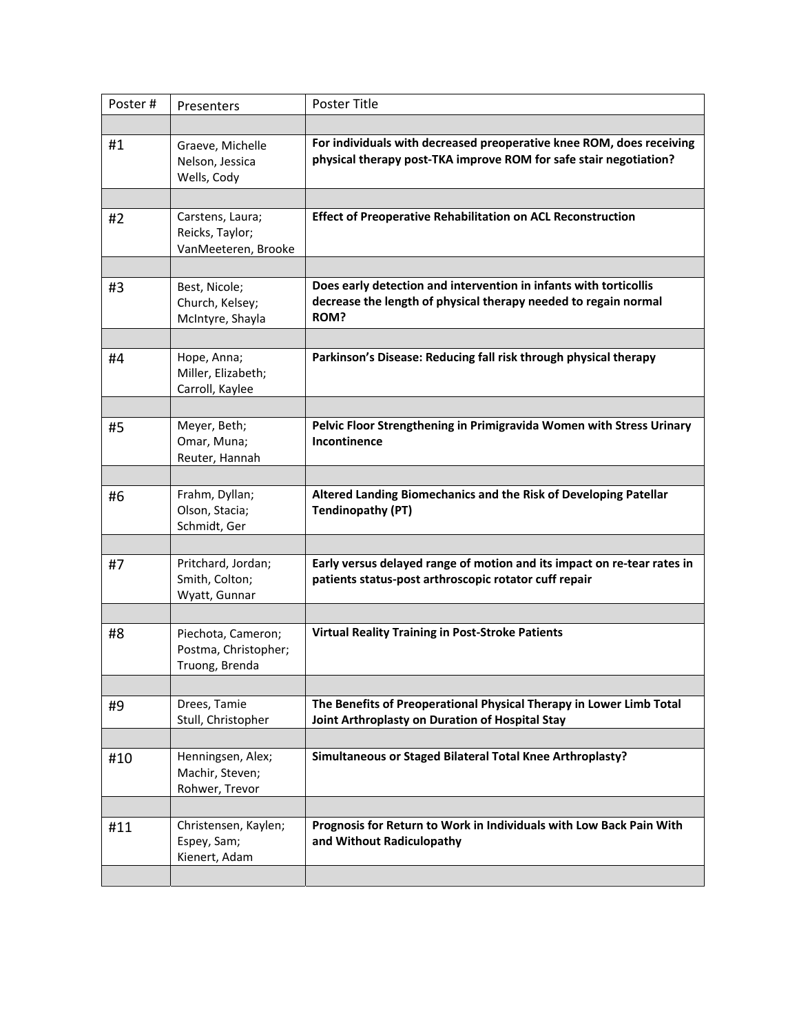| Poster # | Presenters | Poster Title |
|---|---|---|
| | | |
| #1 | Graeve, Michelle<br>Nelson, Jessica<br>Wells, Cody | **For individuals with decreased preoperative knee ROM, does receiving physical therapy post-TKA improve ROM for safe stair negotiation?** |
| | | |
| #2 | Carstens, Laura;<br>Reicks, Taylor;<br>VanMeeteren, Brooke | **Effect of Preoperative Rehabilitation on ACL Reconstruction** |
| | | |
| #3 | Best, Nicole;<br>Church, Kelsey;<br>McIntyre, Shayla | **Does early detection and intervention in infants with torticollis decrease the length of physical therapy needed to regain normal ROM?** |
| | | |
| #4 | Hope, Anna;<br>Miller, Elizabeth;<br>Carroll, Kaylee | **Parkinson's Disease: Reducing fall risk through physical therapy** |
| | | |
| #5 | Meyer, Beth;<br>Omar, Muna;<br>Reuter, Hannah | **Pelvic Floor Strengthening in Primigravida Women with Stress Urinary Incontinence** |
| | | |
| #6 | Frahm, Dyllan;<br>Olson, Stacia;<br>Schmidt, Ger | **Altered Landing Biomechanics and the Risk of Developing Patellar Tendinopathy (PT)** |
| | | |
| #7 | Pritchard, Jordan;<br>Smith, Colton;<br>Wyatt, Gunnar | **Early versus delayed range of motion and its impact on re-tear rates in patients status-post arthroscopic rotator cuff repair** |
| | | |
| #8 | Piechota, Cameron;<br>Postma, Christopher;<br>Truong, Brenda | **Virtual Reality Training in Post-Stroke Patients** |
| | | |
| #9 | Drees, Tamie<br>Stull, Christopher | **The Benefits of Preoperational Physical Therapy in Lower Limb Total Joint Arthroplasty on Duration of Hospital Stay** |
| | | |
| #10 | Henningsen, Alex;<br>Machir, Steven;<br>Rohwer, Trevor | **Simultaneous or Staged Bilateral Total Knee Arthroplasty?** |
| | | |
| #11 | Christensen, Kaylen;<br>Espey, Sam;<br>Kienert, Adam | **Prognosis for Return to Work in Individuals with Low Back Pain With and Without Radiculopathy** |
| | | |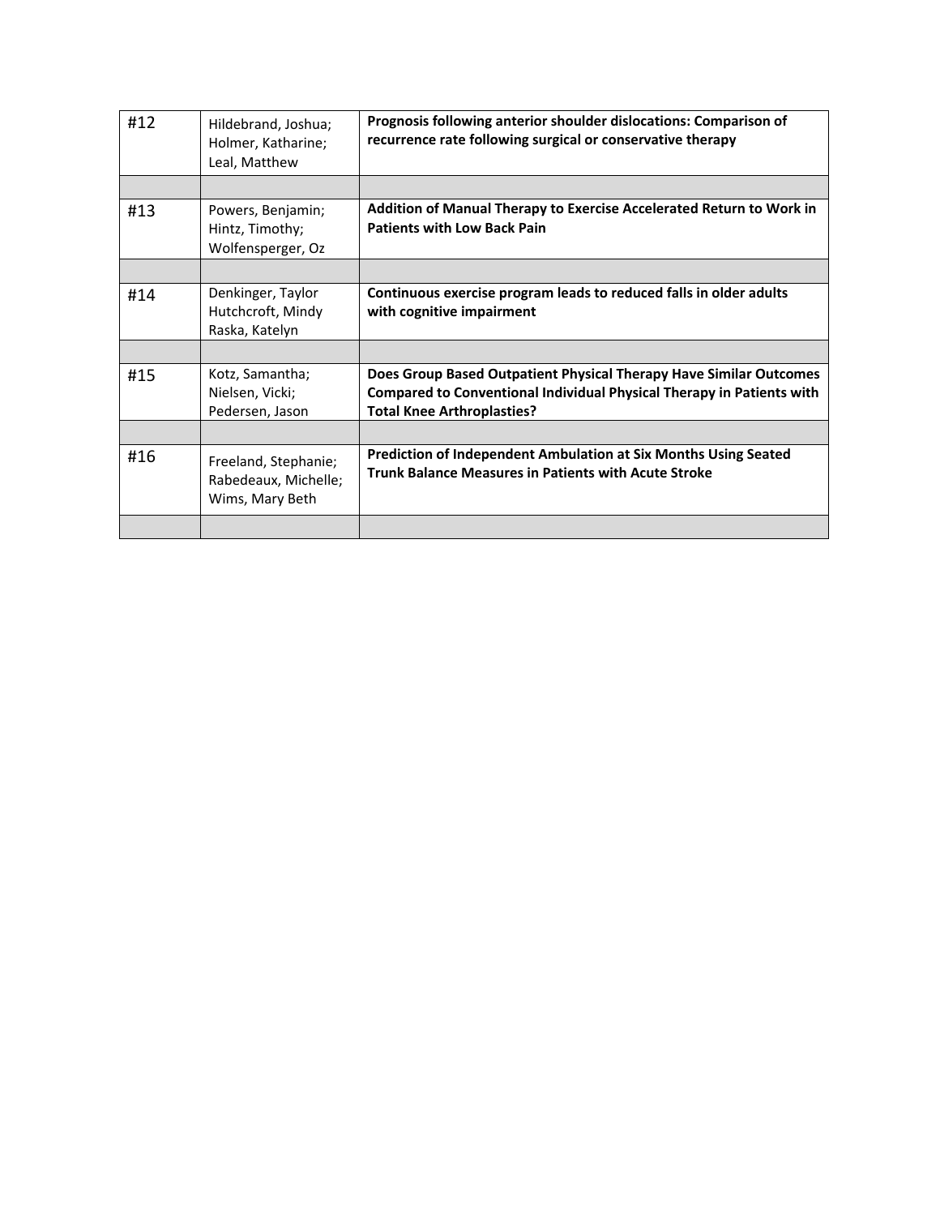| | | |
|---|---|---|
| #12 | Hildebrand, Joshua; Holmer, Katharine; Leal, Matthew | **Prognosis following anterior shoulder dislocations: Comparison of recurrence rate following surgical or conservative therapy** |
| | | |
| #13 | Powers, Benjamin; Hintz, Timothy; Wolfensperger, Oz | **Addition of Manual Therapy to Exercise Accelerated Return to Work in Patients with Low Back Pain** |
| | | |
| #14 | Denkinger, Taylor Hutchcroft, Mindy Raska, Katelyn | **Continuous exercise program leads to reduced falls in older adults with cognitive impairment** |
| | | |
| #15 | Kotz, Samantha; Nielsen, Vicki; Pedersen, Jason | **Does Group Based Outpatient Physical Therapy Have Similar Outcomes Compared to Conventional Individual Physical Therapy in Patients with Total Knee Arthroplasties?** |
| | | |
| #16 | Freeland, Stephanie; Rabedeaux, Michelle; Wims, Mary Beth | **Prediction of Independent Ambulation at Six Months Using Seated Trunk Balance Measures in Patients with Acute Stroke** |
| | | |